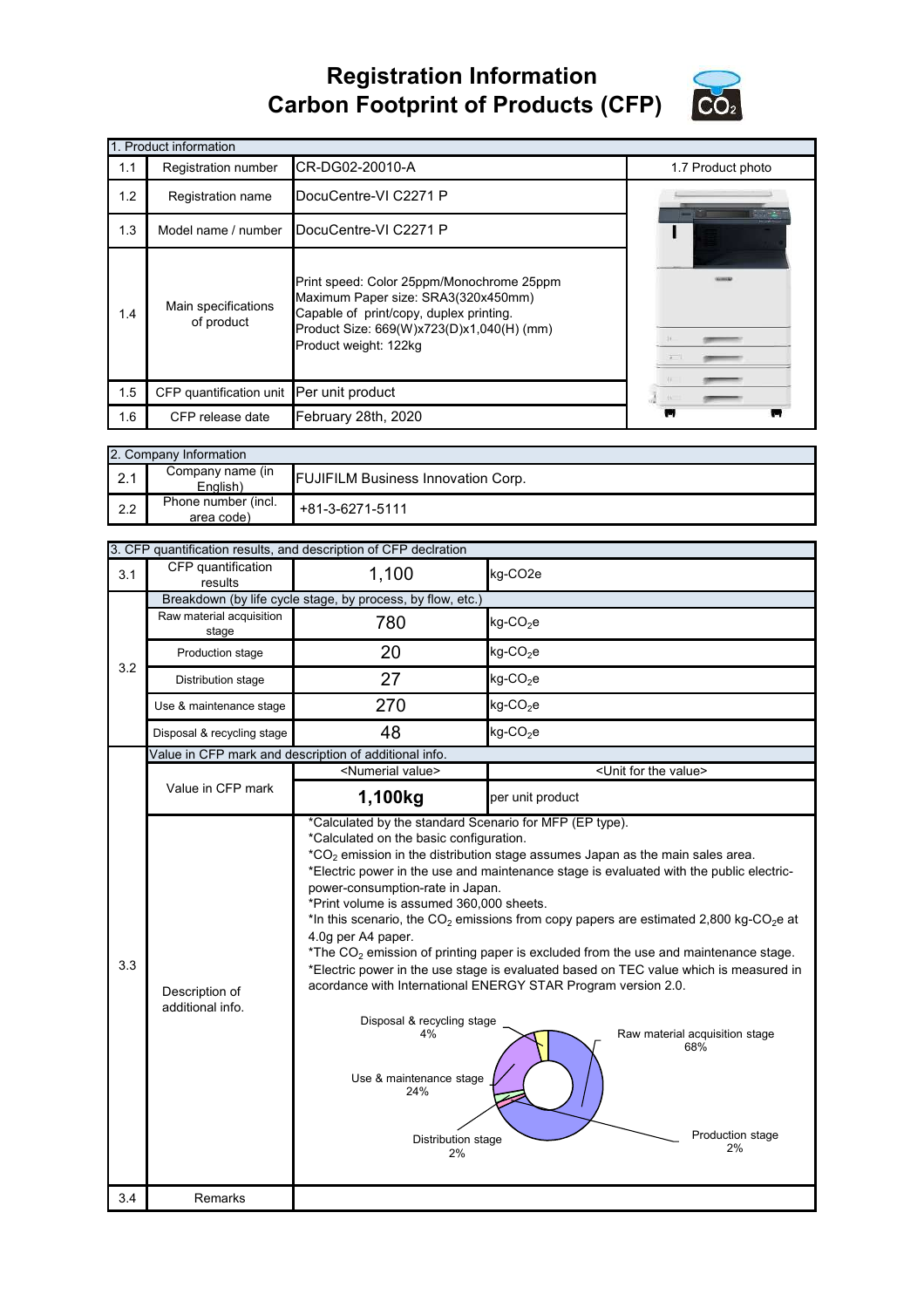# Registration Information
# Carbon Footprint of Products (CFP)

| 1. Product information | | | |
|---|---|---|---|
| 1.1 | Registration number | CR-DG02-20010-A | 1.7 Product photo |
| 1.2 | Registration name | DocuCentre-VI C2271 P | |
| 1.3 | Model name / number | DocuCentre-VI C2271 P | |
| 1.4 | Main specifications of product | Print speed: Color 25ppm/Monochrome 25ppm<br>Maximum Paper size: SRA3(320x450mm)<br>Capable of print/copy, duplex printing.<br>Product Size: 669(W)x723(D)x1,040(H) (mm)<br>Product weight: 122kg | |
| 1.5 | CFP quantification unit | Per unit product | |
| 1.6 | CFP release date | February 28th, 2020 | |

| 2. Company Information | | |
|---|---|---|
| 2.1 | Company name (in English) | FUJIFILM Business Innovation Corp. |
| 2.2 | Phone number (incl. area code) | +81-3-6271-5111 |

| 3. CFP quantification results, and description of CFP declration | | | |
|---|---|---|---|
| 3.1 | CFP quantification results | 1,100 | kg-CO2e |
| 3.2 | Breakdown (by life cycle stage, by process, by flow, etc.) | | |
| | Raw material acquisition stage | 780 | kg-$CO_2$e |
| | Production stage | 20 | kg-$CO_2$e |
| | Distribution stage | 27 | kg-$CO_2$e |
| | Use & maintenance stage | 270 | kg-$CO_2$e |
| | Disposal & recycling stage | 48 | kg-$CO_2$e |
| 3.3 | Value in CFP mark and description of additional info. | | |
| | Value in CFP mark | <Numerial value> | <Unit for the value> |
| | | **1,100kg** | per unit product |
| | Description of additional info. | *Calculated by the standard Scenario for MFP (EP type).<br>*Calculated on the basic configuration.<br>*$CO_2$ emission in the distribution stage assumes Japan as the main sales area.<br>*Electric power in the use and maintenance stage is evaluated with the public electric-power-consumption-rate in Japan.<br>*Print volume is assumed 360,000 sheets.<br>*In this scenario, the $CO_2$ emissions from copy papers are estimated 2,800 kg-$CO_2$e at 4.0g per A4 paper.<br>*The $CO_2$ emission of printing paper is excluded from the use and maintenance stage.<br>*Electric power in the use stage is evaluated based on TEC value which is measured in acordance with International ENERGY STAR Program version 2.0.<br><br>Raw material acquisition stage 68%; Production stage 2%; Distribution stage 2%; Use & maintenance stage 24%; Disposal & recycling stage 4% | |
| 3.4 | Remarks | | |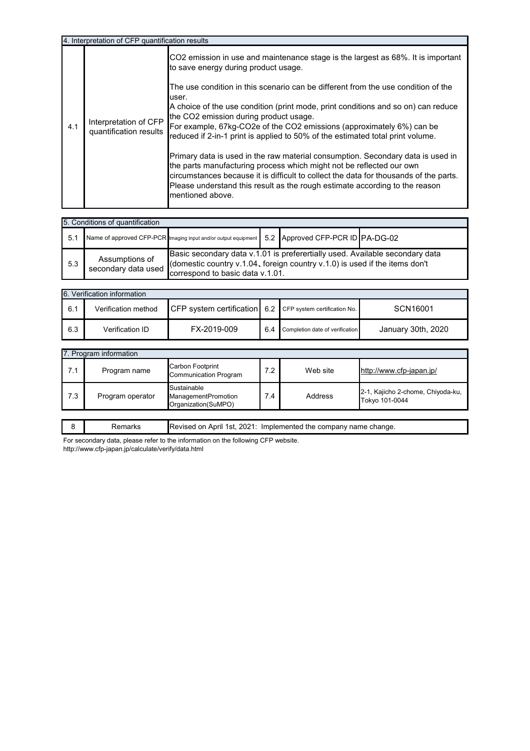| 4. Interpretation of CFP quantification results | | |
|---|---|---|
| 4.1 | Interpretation of CFP quantification results | $CO_2$ emission in use and maintenance stage is the largest as 68%. It is important to save energy during product usage.<br><br>The use condition in this scenario can be different from the use condition of the user.<br>A choice of the use condition (print mode, print conditions and so on) can reduce the $CO_2$ emission during product usage.<br>For example, 67kg-CO2e of the $CO_2$ emissions (approximately 6%) can be reduced if 2-in-1 print is applied to 50% of the estimated total print volume.<br><br>Primary data is used in the raw material consumption. Secondary data is used in the parts manufacturing process which might not be reflected our own circumstances because it is difficult to collect the data for thousands of the parts. Please understand this result as the rough estimate according to the reason mentioned above. |

| 5. Conditions of quantification | | | | |
|---|---|---|---|---|
| 5.1 | Name of approved CFP-PCR | Imaging input and/or output equipment | 5.2 Approved CFP-PCR ID | PA-DG-02 |
| 5.3 | Assumptions of secondary data used | Basic secondary data v.1.01 is preferertially used. Available secondary data (domestic country v.1.04、foreign country v.1.0) is used if the items don't correspond to basic data v.1.01. | | |

| 6. Verification information | | | | | |
|---|---|---|---|---|---|
| 6.1 | Verification method | CFP system certification | 6.2 | CFP system certification No. | SCN16001 |
| 6.3 | Verification ID | FX-2019-009 | 6.4 | Completion date of verification | January 30th, 2020 |

| 7. Program information | | | | | |
|---|---|---|---|---|---|
| 7.1 | Program name | Carbon Footprint Communication Program | 7.2 | Web site | http://www.cfp-japan.jp/ |
| 7.3 | Program operator | Sustainable ManagementPromotion Organization(SuMPO) | 7.4 | Address | 2-1, Kajicho 2-chome, Chiyoda-ku, Tokyo 101-0044 |

| | | |
|---|---|---|
| 8 | Remarks | Revised on April 1st, 2021: Implemented the company name change. |

For secondary data, please refer to the information on the following CFP website.
http://www.cfp-japan.jp/calculate/verify/data.html